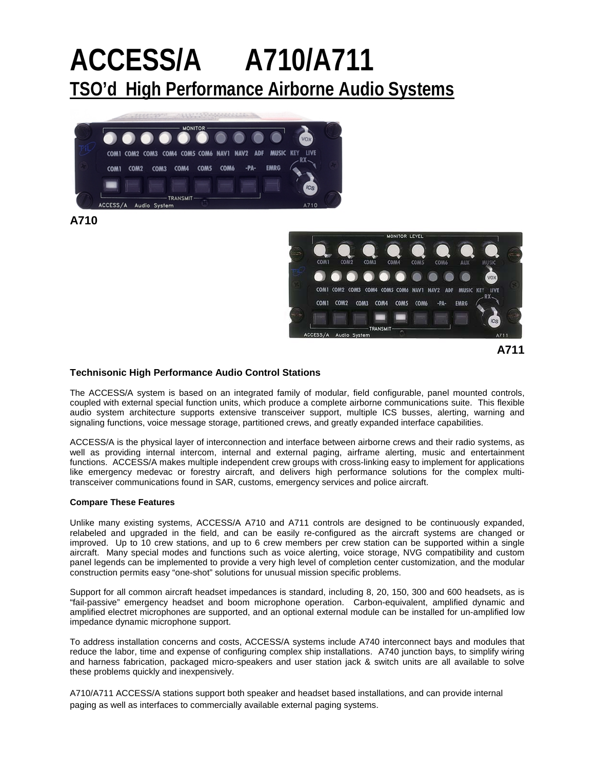# ACCESS/A A710/A711

## TSO'd High Performance Airborne Audio Systems

A710

A711

### Technisonic High Performance Audio Control Stations

The ACCESS/A system is based on an integrated family of modular, field configurable, panel mounted controls, coupled with external special function units, which produce a complete airborne communications suite. This flexible audio system architecture supports extensive transceiver support, multiple ICS busses, alerting, warning and signaling functions, voice message storage, partitioned crews, and greatly expanded interface capabilities.

ACCESS/A is the physical layer of interconnection and interface between airborne crews and their radio systems, as well as providing internal intercom, internal and external paging, airframe alerting, music and entertainment functions. ACCESS/A makes multiple independent crew groups with cross-linking easy to implement for applications like emergency medevac or forestry aircraft, and delivers high performance solutions for the complex multi-transceiver communications found in SAR, customs, emergency services and police aircraft.

**Compare These Features**

Unlike many existing systems, ACCESS/A A710 and A711 controls are designed to be continuously expanded, relabeled and upgraded in the field, and can be easily re-configured as the aircraft systems are changed or improved. Up to 10 crew stations, and up to 6 crew members per crew station can be supported within a single aircraft. Many special modes and functions such as voice alerting, voice storage, NVG compatibility and custom panel legends can be implemented to provide a very high level of completion center customization, and the modular construction permits easy "one-shot" solutions for unusual mission specific problems.

Support for all common aircraft headset impedances is standard, including 8, 20, 150, 300 and 600 headsets, as is "fail-passive" emergency headset and boom microphone operation. Carbon-equivalent, amplified dynamic and amplified electret microphones are supported, and an optional external module can be installed for un-amplified low impedance dynamic microphone support.

To address installation concerns and costs, ACCESS/A systems include A740 interconnect bays and modules that reduce the labor, time and expense of configuring complex ship installations. A740 junction bays, to simplify wiring and harness fabrication, packaged micro-speakers and user station jack & switch units are all available to solve these problems quickly and inexpensively.

A710/A711 ACCESS/A stations support both speaker and headset based installations, and can provide internal paging as well as interfaces to commercially available external paging systems.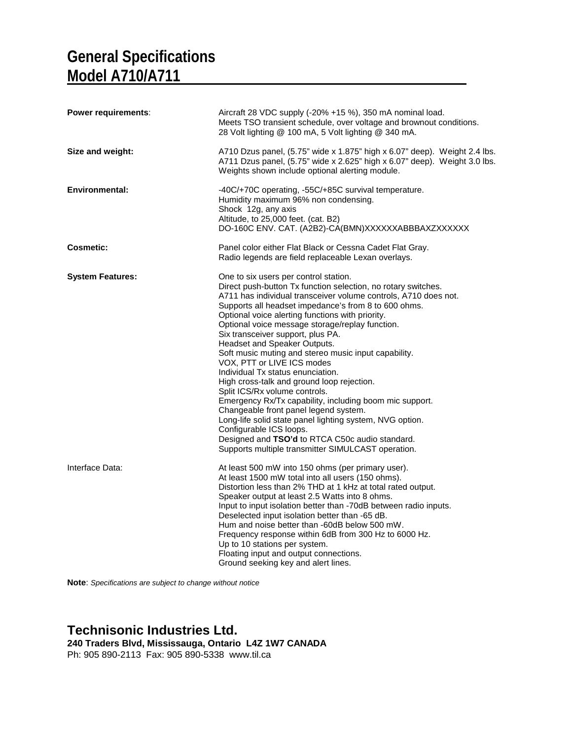# General Specifications
# Model A710/A711

**Power requirements**:

Aircraft 28 VDC supply (-20% +15 %), 350 mA nominal load.
Meets TSO transient schedule, over voltage and brownout conditions.
28 Volt lighting @ 100 mA, 5 Volt lighting @ 340 mA.

**Size and weight:**

A710 Dzus panel, (5.75” wide x 1.875” high x 6.07” deep). Weight 2.4 lbs.
A711 Dzus panel, (5.75” wide x 2.625” high x 6.07” deep). Weight 3.0 lbs.
Weights shown include optional alerting module.

**Environmental:**

-40C/+70C operating, -55C/+85C survival temperature.
Humidity maximum 96% non condensing.
Shock 12g, any axis
Altitude, to 25,000 feet. (cat. B2)
DO-160C ENV. CAT. (A2B2)-CA(BMN)XXXXXXABBBAXZXXXXXX

**Cosmetic:**

Panel color either Flat Black or Cessna Cadet Flat Gray.
Radio legends are field replaceable Lexan overlays.

**System Features:**

One to six users per control station.
Direct push-button Tx function selection, no rotary switches.
A711 has individual transceiver volume controls, A710 does not.
Supports all headset impedance's from 8 to 600 ohms.
Optional voice alerting functions with priority.
Optional voice message storage/replay function.
Six transceiver support, plus PA.
Headset and Speaker Outputs.
Soft music muting and stereo music input capability.
VOX, PTT or LIVE ICS modes
Individual Tx status enunciation.
High cross-talk and ground loop rejection.
Split ICS/Rx volume controls.
Emergency Rx/Tx capability, including boom mic support.
Changeable front panel legend system.
Long-life solid state panel lighting system, NVG option.
Configurable ICS loops.
Designed and **TSO'd** to RTCA C50c audio standard.
Supports multiple transmitter SIMULCAST operation.

Interface Data:

At least 500 mW into 150 ohms (per primary user).
At least 1500 mW total into all users (150 ohms).
Distortion less than 2% THD at 1 kHz at total rated output.
Speaker output at least 2.5 Watts into 8 ohms.
Input to input isolation better than -70dB between radio inputs.
Deselected input isolation better than -65 dB.
Hum and noise better than -60dB below 500 mW.
Frequency response within 6dB from 300 Hz to 6000 Hz.
Up to 10 stations per system.
Floating input and output connections.
Ground seeking key and alert lines.

**Note**: *Specifications are subject to change without notice*

## Technisonic Industries Ltd.

**240 Traders Blvd, Mississauga, Ontario L4Z 1W7 CANADA**
Ph: 905 890-2113 Fax: 905 890-5338 www.til.ca